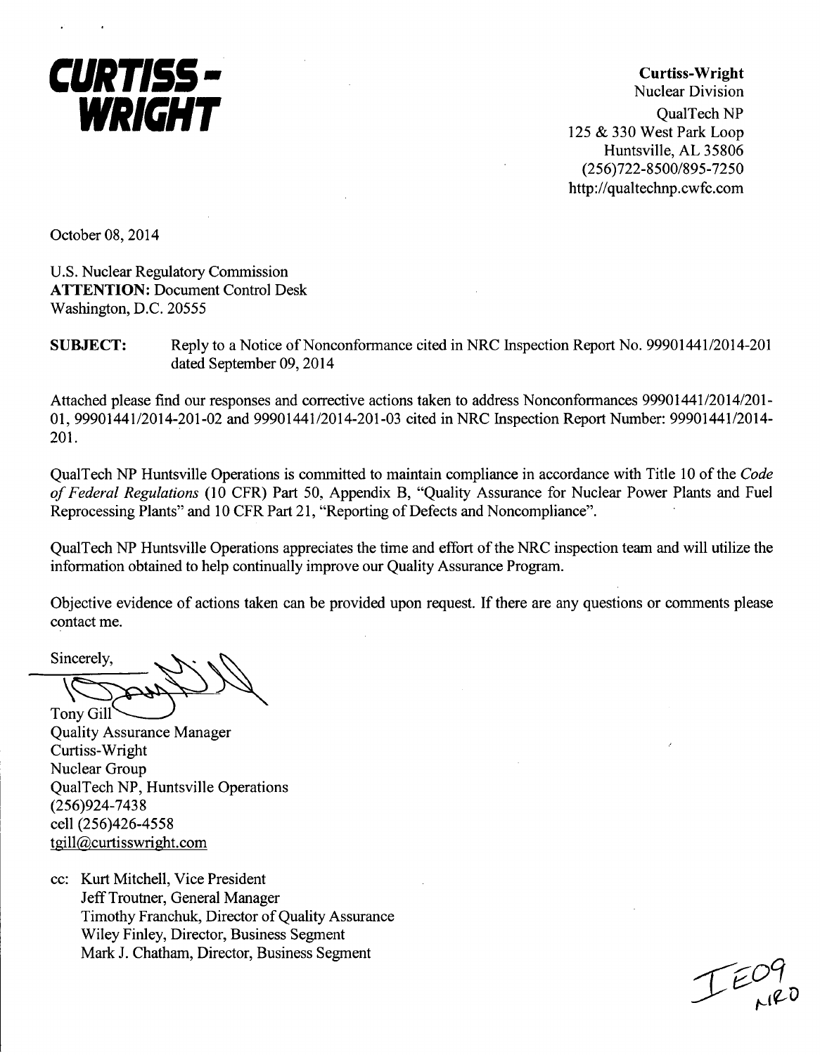**CURTISS-WRIGHT**

**Curtiss-Wright**
Nuclear Division
QualTech NP
125 & 330 West Park Loop
Huntsville, AL 35806
(256)722-8500/895-7250
http://qualtechnp.cwfc.com

October 08, 2014

U.S. Nuclear Regulatory Commission
**ATTENTION:** Document Control Desk
Washington, D.C. 20555

**SUBJECT:** Reply to a Notice of Nonconformance cited in NRC Inspection Report No. 99901441/2014-201 dated September 09, 2014

Attached please find our responses and corrective actions taken to address Nonconformances 99901441/2014/201-01, 99901441/2014-201-02 and 99901441/2014-201-03 cited in NRC Inspection Report Number: 99901441/2014-201.

QualTech NP Huntsville Operations is committed to maintain compliance in accordance with Title 10 of the *Code of Federal Regulations* (10 CFR) Part 50, Appendix B, "Quality Assurance for Nuclear Power Plants and Fuel Reprocessing Plants" and 10 CFR Part 21, "Reporting of Defects and Noncompliance".

QualTech NP Huntsville Operations appreciates the time and effort of the NRC inspection team and will utilize the information obtained to help continually improve our Quality Assurance Program.

Objective evidence of actions taken can be provided upon request. If there are any questions or comments please contact me.

Sincerely,

Tony Gill
Quality Assurance Manager
Curtiss-Wright
Nuclear Group
QualTech NP, Huntsville Operations
(256)924-7438
cell (256)426-4558
tgill@curtisswright.com

cc: Kurt Mitchell, Vice President
Jeff Troutner, General Manager
Timothy Franchuk, Director of Quality Assurance
Wiley Finley, Director, Business Segment
Mark J. Chatham, Director, Business Segment

IE09
NRO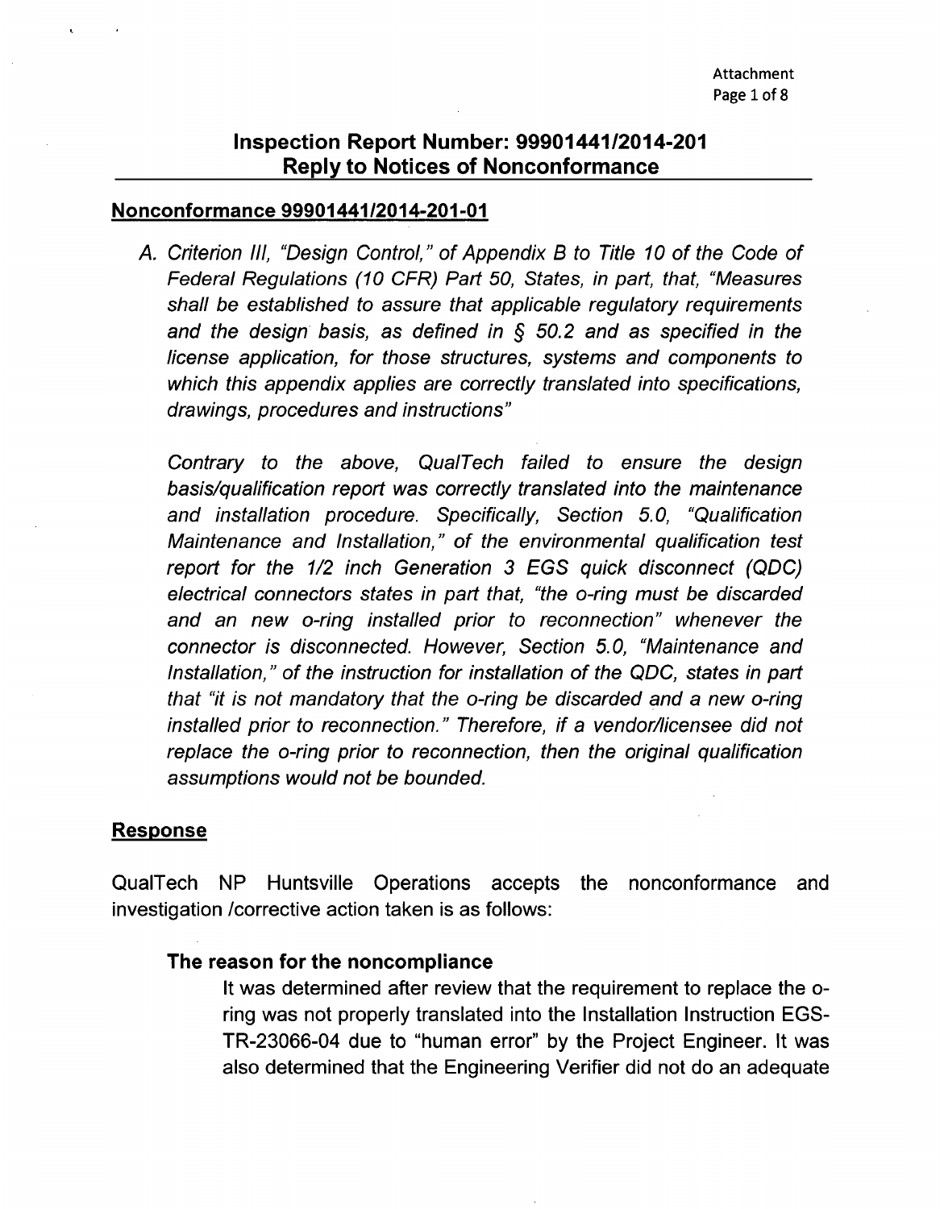# Inspection Report Number: 99901441/2014-201
## Reply to Notices of Nonconformance

**Nonconformance 99901441/2014-201-01**

A. *Criterion III, "Design Control," of Appendix B to Title 10 of the Code of Federal Regulations (10 CFR) Part 50, States, in part, that, "Measures shall be established to assure that applicable regulatory requirements and the design basis, as defined in § 50.2 and as specified in the license application, for those structures, systems and components to which this appendix applies are correctly translated into specifications, drawings, procedures and instructions"*

*Contrary to the above, QualTech failed to ensure the design basis/qualification report was correctly translated into the maintenance and installation procedure. Specifically, Section 5.0, "Qualification Maintenance and Installation," of the environmental qualification test report for the 1/2 inch Generation 3 EGS quick disconnect (QDC) electrical connectors states in part that, "the o-ring must be discarded and an new o-ring installed prior to reconnection" whenever the connector is disconnected. However, Section 5.0, "Maintenance and Installation," of the instruction for installation of the QDC, states in part that "it is not mandatory that the o-ring be discarded and a new o-ring installed prior to reconnection." Therefore, if a vendor/licensee did not replace the o-ring prior to reconnection, then the original qualification assumptions would not be bounded.*

**Response**

QualTech NP Huntsville Operations accepts the nonconformance and investigation /corrective action taken is as follows:

**The reason for the noncompliance**

It was determined after review that the requirement to replace the o-ring was not properly translated into the Installation Instruction EGS-TR-23066-04 due to "human error" by the Project Engineer. It was also determined that the Engineering Verifier did not do an adequate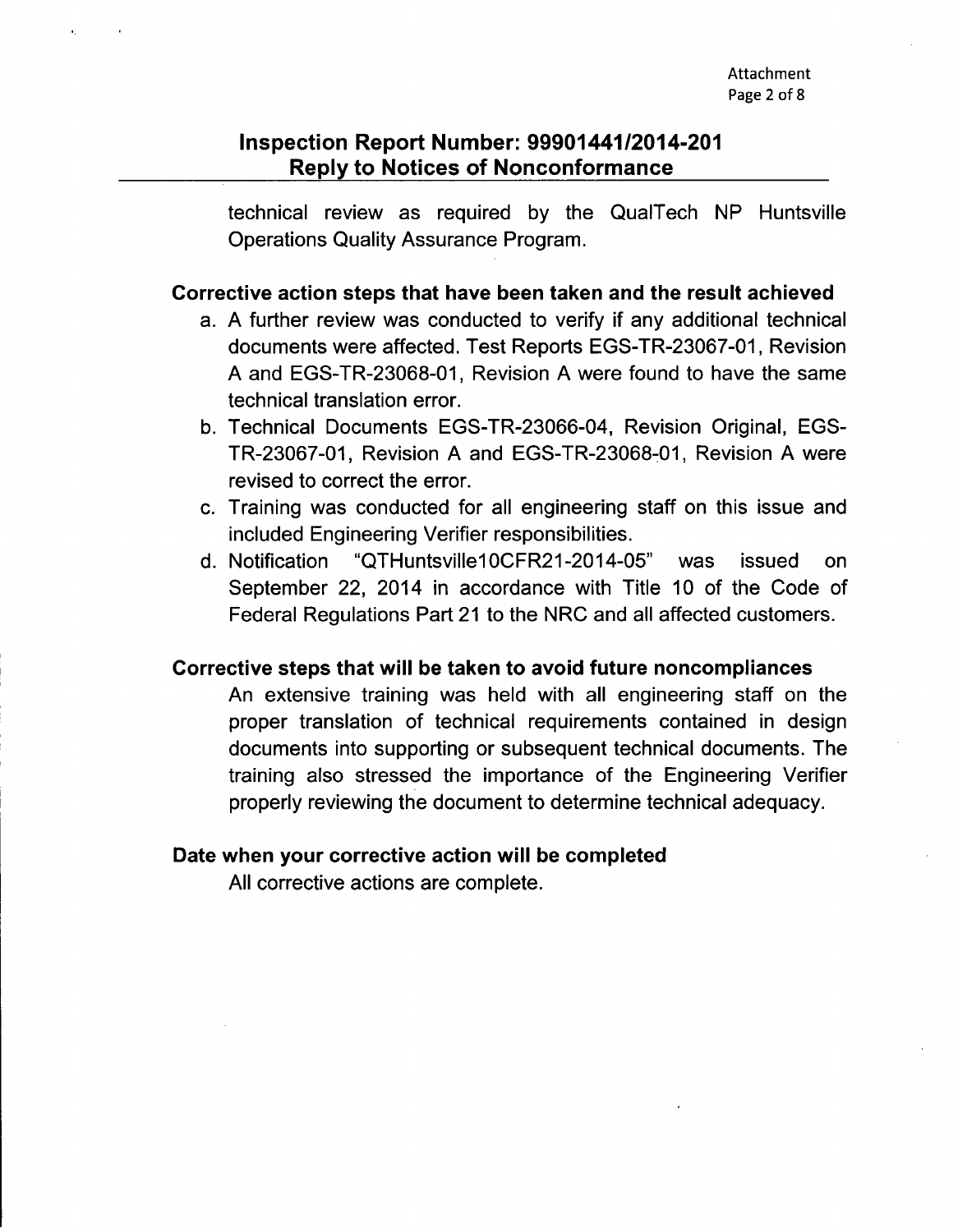technical review as required by the QualTech NP Huntsville Operations Quality Assurance Program.

**Corrective action steps that have been taken and the result achieved**

a. A further review was conducted to verify if any additional technical documents were affected. Test Reports EGS-TR-23067-01, Revision A and EGS-TR-23068-01, Revision A were found to have the same technical translation error.
b. Technical Documents EGS-TR-23066-04, Revision Original, EGS-TR-23067-01, Revision A and EGS-TR-23068-01, Revision A were revised to correct the error.
c. Training was conducted for all engineering staff on this issue and included Engineering Verifier responsibilities.
d. Notification "QTHuntsville10CFR21-2014-05" was issued on September 22, 2014 in accordance with Title 10 of the Code of Federal Regulations Part 21 to the NRC and all affected customers.

**Corrective steps that will be taken to avoid future noncompliances**

An extensive training was held with all engineering staff on the proper translation of technical requirements contained in design documents into supporting or subsequent technical documents. The training also stressed the importance of the Engineering Verifier properly reviewing the document to determine technical adequacy.

**Date when your corrective action will be completed**

All corrective actions are complete.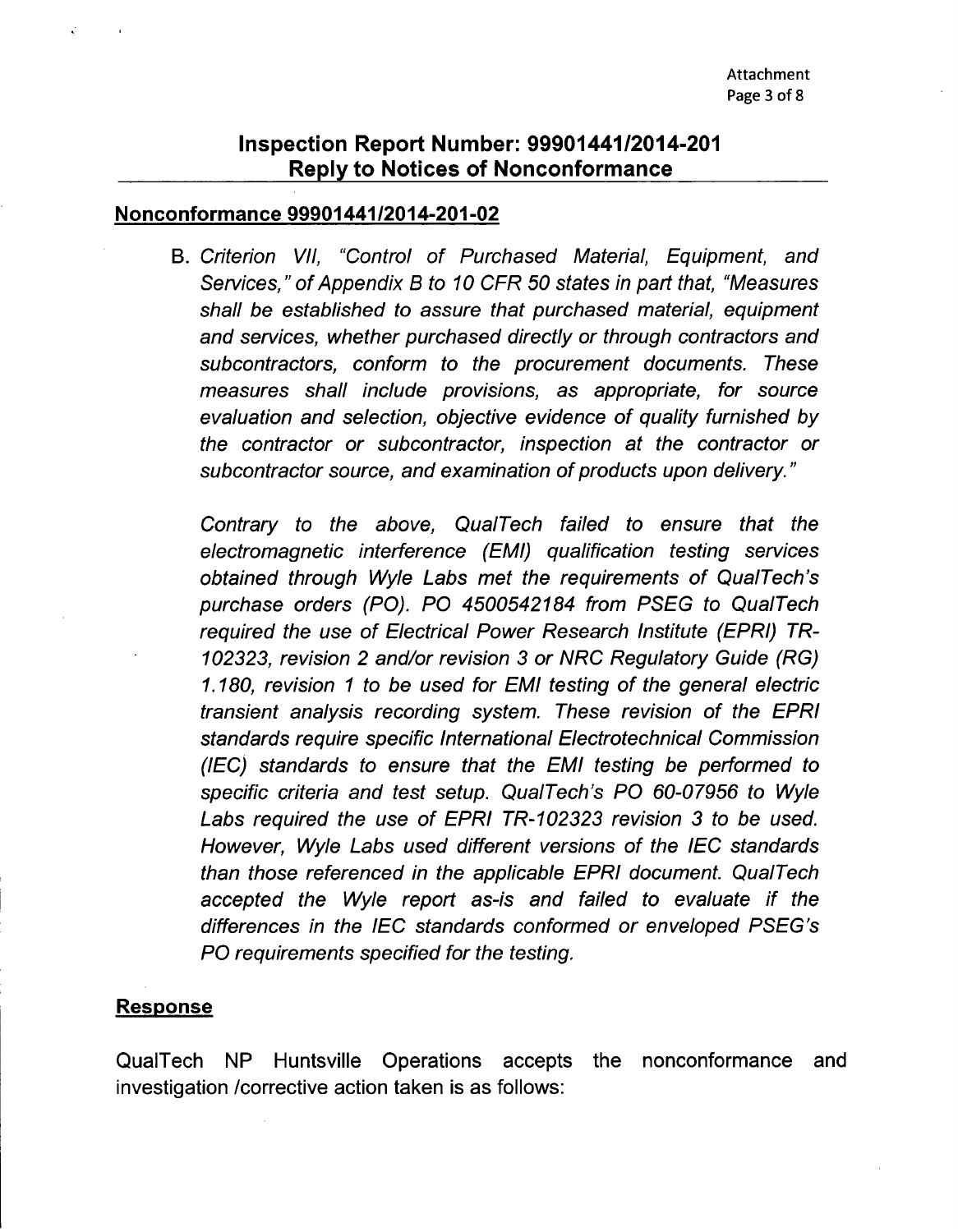## Inspection Report Number: 99901441/2014-201
## Reply to Notices of Nonconformance

### Nonconformance 99901441/2014-201-02

B. *Criterion VII, "Control of Purchased Material, Equipment, and Services," of Appendix B to 10 CFR 50 states in part that, "Measures shall be established to assure that purchased material, equipment and services, whether purchased directly or through contractors and subcontractors, conform to the procurement documents. These measures shall include provisions, as appropriate, for source evaluation and selection, objective evidence of quality furnished by the contractor or subcontractor, inspection at the contractor or subcontractor source, and examination of products upon delivery."*

*Contrary to the above, QualTech failed to ensure that the electromagnetic interference (EMI) qualification testing services obtained through Wyle Labs met the requirements of QualTech's purchase orders (PO). PO 4500542184 from PSEG to QualTech required the use of Electrical Power Research Institute (EPRI) TR-102323, revision 2 and/or revision 3 or NRC Regulatory Guide (RG) 1.180, revision 1 to be used for EMI testing of the general electric transient analysis recording system. These revision of the EPRI standards require specific International Electrotechnical Commission (IEC) standards to ensure that the EMI testing be performed to specific criteria and test setup. QualTech's PO 60-07956 to Wyle Labs required the use of EPRI TR-102323 revision 3 to be used. However, Wyle Labs used different versions of the IEC standards than those referenced in the applicable EPRI document. QualTech accepted the Wyle report as-is and failed to evaluate if the differences in the IEC standards conformed or enveloped PSEG's PO requirements specified for the testing.*

### Response

QualTech NP Huntsville Operations accepts the nonconformance and investigation /corrective action taken is as follows: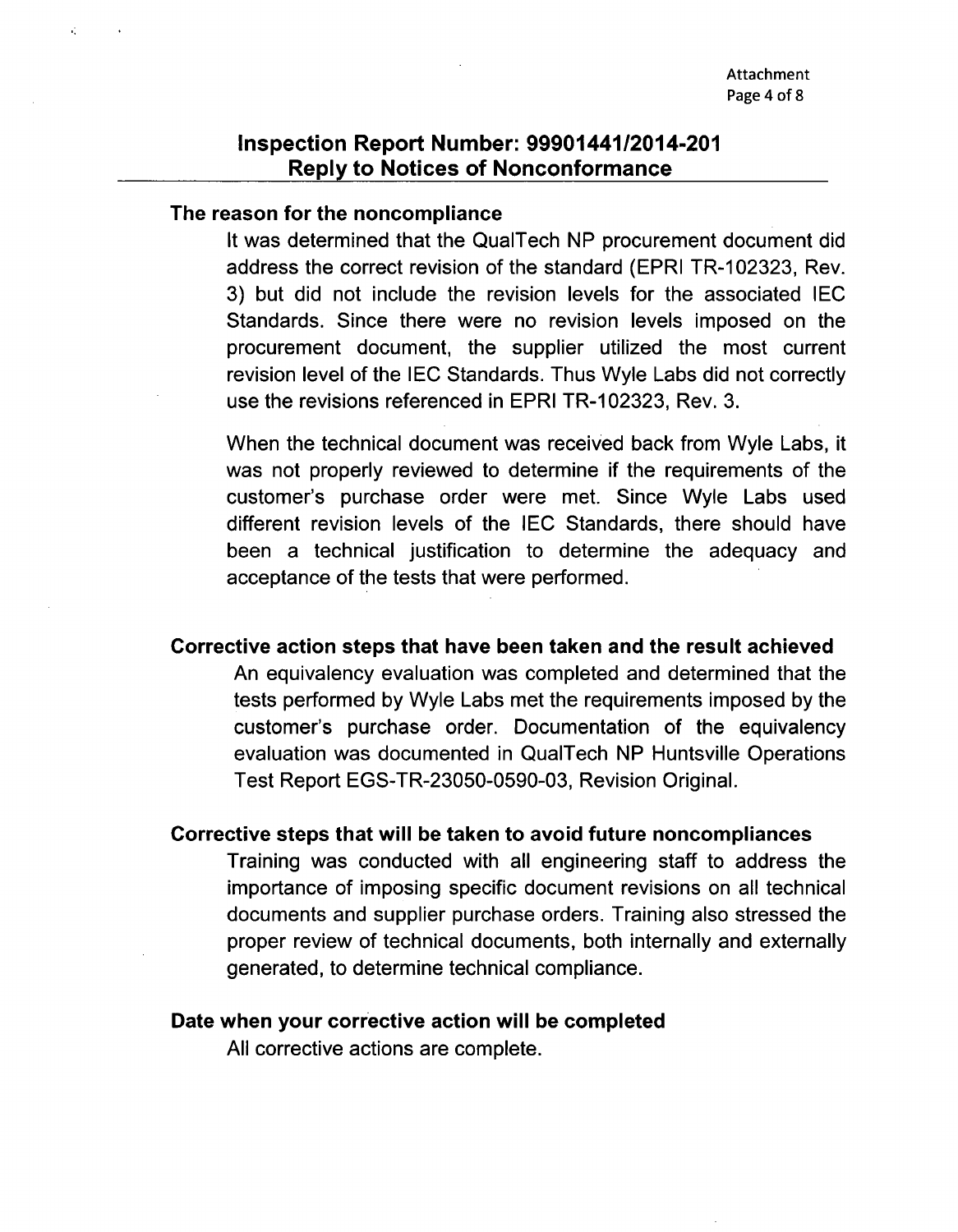## Inspection Report Number: 99901441/2014-201
## Reply to Notices of Nonconformance

### The reason for the noncompliance

It was determined that the QualTech NP procurement document did address the correct revision of the standard (EPRI TR-102323, Rev. 3) but did not include the revision levels for the associated IEC Standards. Since there were no revision levels imposed on the procurement document, the supplier utilized the most current revision level of the IEC Standards. Thus Wyle Labs did not correctly use the revisions referenced in EPRI TR-102323, Rev. 3.

When the technical document was received back from Wyle Labs, it was not properly reviewed to determine if the requirements of the customer's purchase order were met. Since Wyle Labs used different revision levels of the IEC Standards, there should have been a technical justification to determine the adequacy and acceptance of the tests that were performed.

### Corrective action steps that have been taken and the result achieved

An equivalency evaluation was completed and determined that the tests performed by Wyle Labs met the requirements imposed by the customer's purchase order. Documentation of the equivalency evaluation was documented in QualTech NP Huntsville Operations Test Report EGS-TR-23050-0590-03, Revision Original.

### Corrective steps that will be taken to avoid future noncompliances

Training was conducted with all engineering staff to address the importance of imposing specific document revisions on all technical documents and supplier purchase orders. Training also stressed the proper review of technical documents, both internally and externally generated, to determine technical compliance.

### Date when your corrective action will be completed

All corrective actions are complete.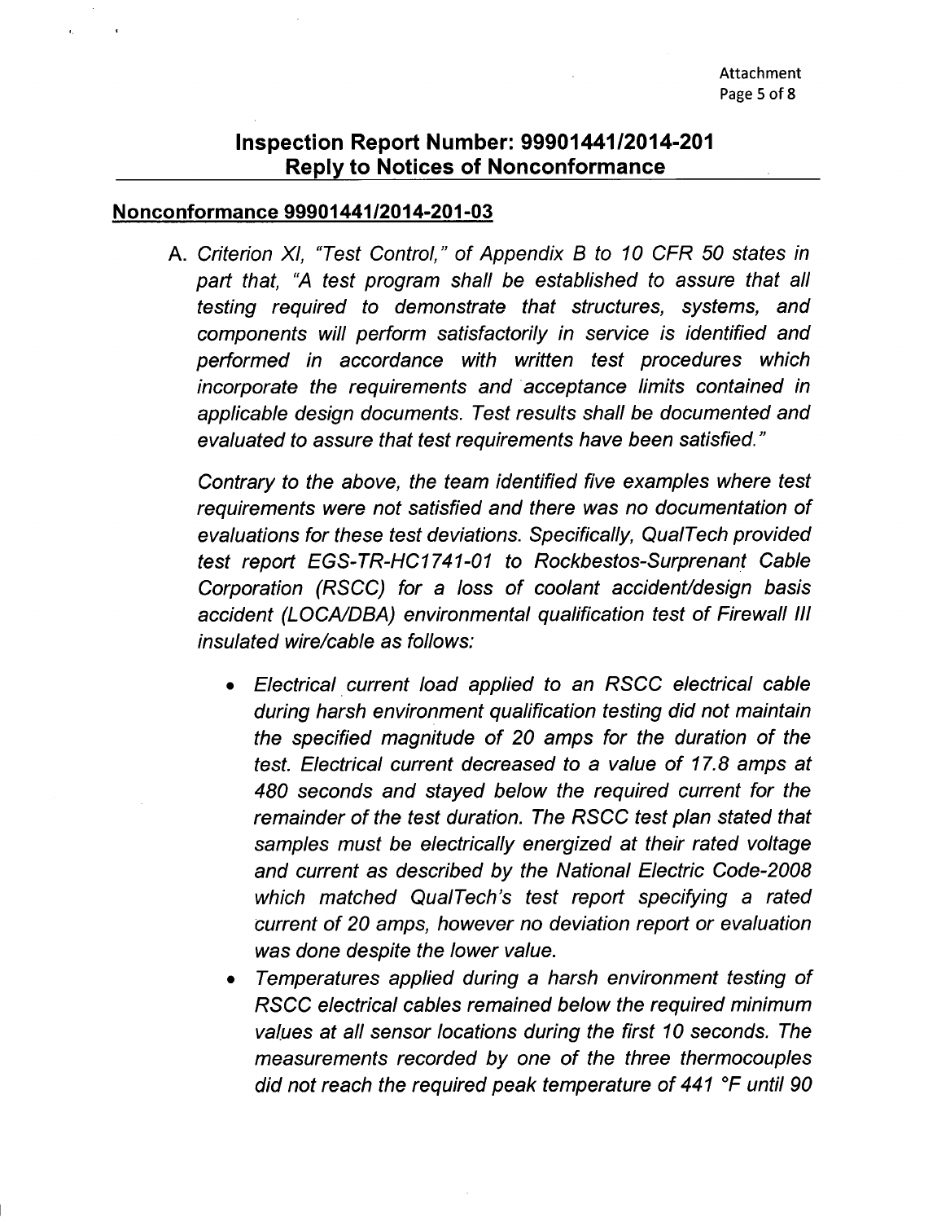## Inspection Report Number: 99901441/2014-201
## Reply to Notices of Nonconformance

### Nonconformance 99901441/2014-201-03

A. *Criterion XI, "Test Control," of Appendix B to 10 CFR 50 states in part that, "A test program shall be established to assure that all testing required to demonstrate that structures, systems, and components will perform satisfactorily in service is identified and performed in accordance with written test procedures which incorporate the requirements and acceptance limits contained in applicable design documents. Test results shall be documented and evaluated to assure that test requirements have been satisfied."*

*Contrary to the above, the team identified five examples where test requirements were not satisfied and there was no documentation of evaluations for these test deviations. Specifically, QualTech provided test report EGS-TR-HC1741-01 to Rockbestos-Surprenant Cable Corporation (RSCC) for a loss of coolant accident/design basis accident (LOCA/DBA) environmental qualification test of Firewall III insulated wire/cable as follows:*

- *Electrical current load applied to an RSCC electrical cable during harsh environment qualification testing did not maintain the specified magnitude of 20 amps for the duration of the test. Electrical current decreased to a value of 17.8 amps at 480 seconds and stayed below the required current for the remainder of the test duration. The RSCC test plan stated that samples must be electrically energized at their rated voltage and current as described by the National Electric Code-2008 which matched QualTech's test report specifying a rated current of 20 amps, however no deviation report or evaluation was done despite the lower value.*
- *Temperatures applied during a harsh environment testing of RSCC electrical cables remained below the required minimum values at all sensor locations during the first 10 seconds. The measurements recorded by one of the three thermocouples did not reach the required peak temperature of 441 °F until 90*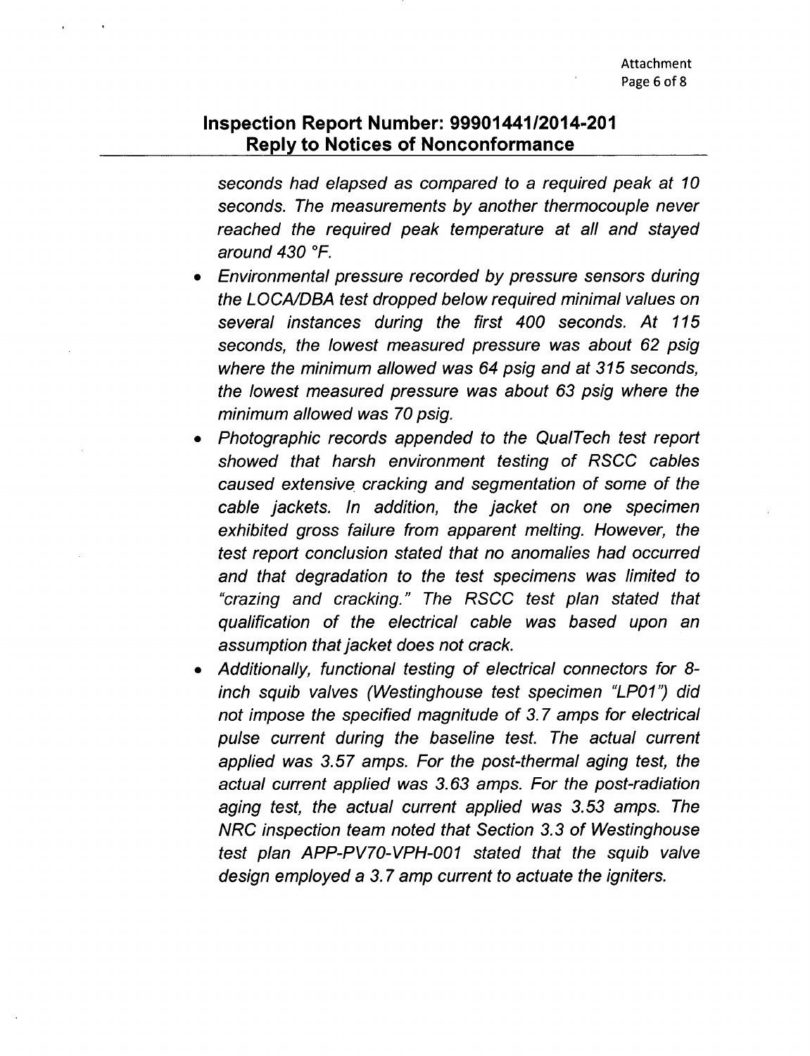*seconds had elapsed as compared to a required peak at 10 seconds. The measurements by another thermocouple never reached the required peak temperature at all and stayed around 430 °F.*

- *Environmental pressure recorded by pressure sensors during the LOCA/DBA test dropped below required minimal values on several instances during the first 400 seconds. At 115 seconds, the lowest measured pressure was about 62 psig where the minimum allowed was 64 psig and at 315 seconds, the lowest measured pressure was about 63 psig where the minimum allowed was 70 psig.*
- *Photographic records appended to the QualTech test report showed that harsh environment testing of RSCC cables caused extensive cracking and segmentation of some of the cable jackets. In addition, the jacket on one specimen exhibited gross failure from apparent melting. However, the test report conclusion stated that no anomalies had occurred and that degradation to the test specimens was limited to "crazing and cracking." The RSCC test plan stated that qualification of the electrical cable was based upon an assumption that jacket does not crack.*
- *Additionally, functional testing of electrical connectors for 8-inch squib valves (Westinghouse test specimen "LP01") did not impose the specified magnitude of 3.7 amps for electrical pulse current during the baseline test. The actual current applied was 3.57 amps. For the post-thermal aging test, the actual current applied was 3.63 amps. For the post-radiation aging test, the actual current applied was 3.53 amps. The NRC inspection team noted that Section 3.3 of Westinghouse test plan APP-PV70-VPH-001 stated that the squib valve design employed a 3.7 amp current to actuate the igniters.*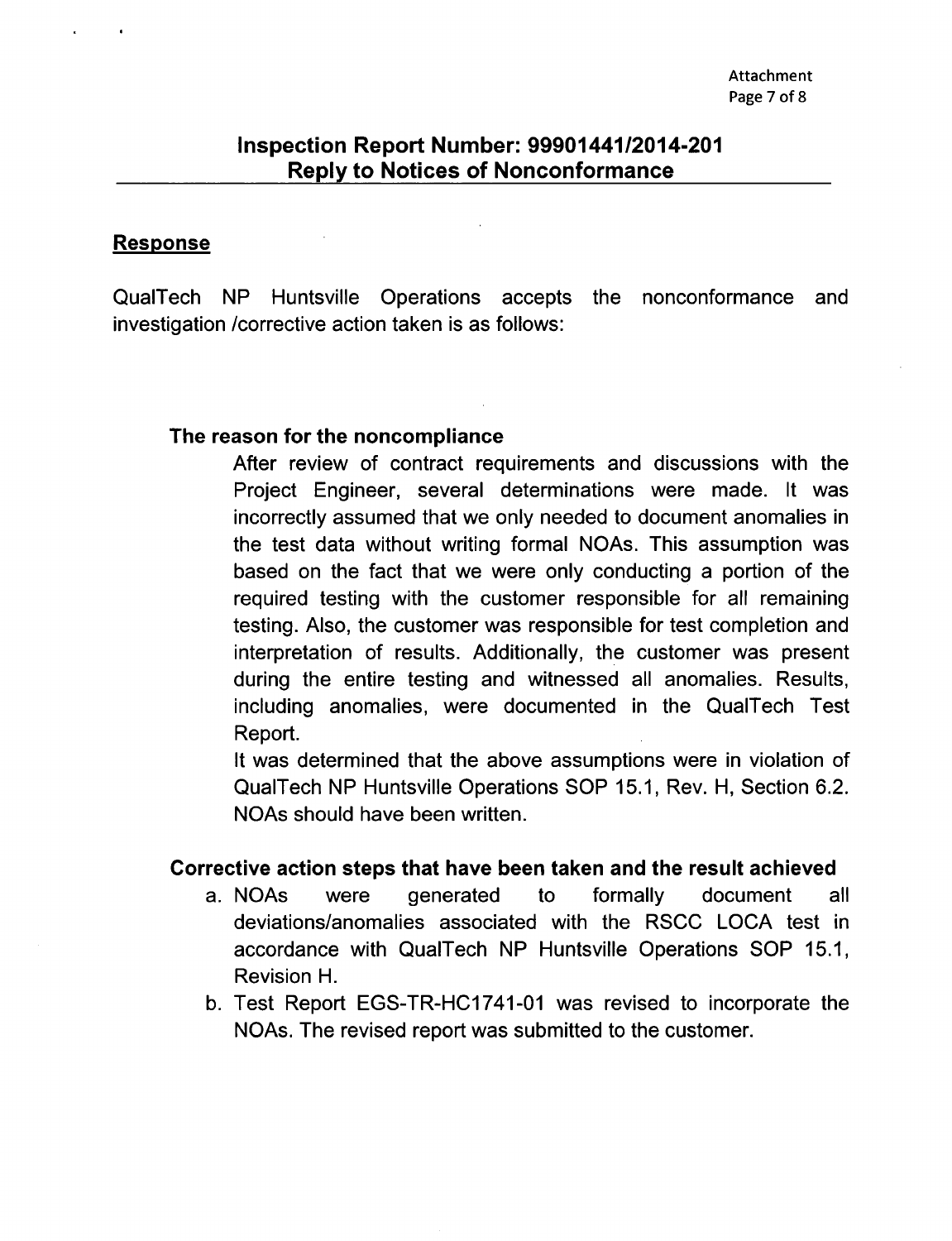## Inspection Report Number: 99901441/2014-201
## Reply to Notices of Nonconformance

### Response

QualTech NP Huntsville Operations accepts the nonconformance and investigation /corrective action taken is as follows:

**The reason for the noncompliance**

After review of contract requirements and discussions with the Project Engineer, several determinations were made. It was incorrectly assumed that we only needed to document anomalies in the test data without writing formal NOAs. This assumption was based on the fact that we were only conducting a portion of the required testing with the customer responsible for all remaining testing. Also, the customer was responsible for test completion and interpretation of results. Additionally, the customer was present during the entire testing and witnessed all anomalies. Results, including anomalies, were documented in the QualTech Test Report.

It was determined that the above assumptions were in violation of QualTech NP Huntsville Operations SOP 15.1, Rev. H, Section 6.2. NOAs should have been written.

**Corrective action steps that have been taken and the result achieved**

a. NOAs were generated to formally document all deviations/anomalies associated with the RSCC LOCA test in accordance with QualTech NP Huntsville Operations SOP 15.1, Revision H.

b. Test Report EGS-TR-HC1741-01 was revised to incorporate the NOAs. The revised report was submitted to the customer.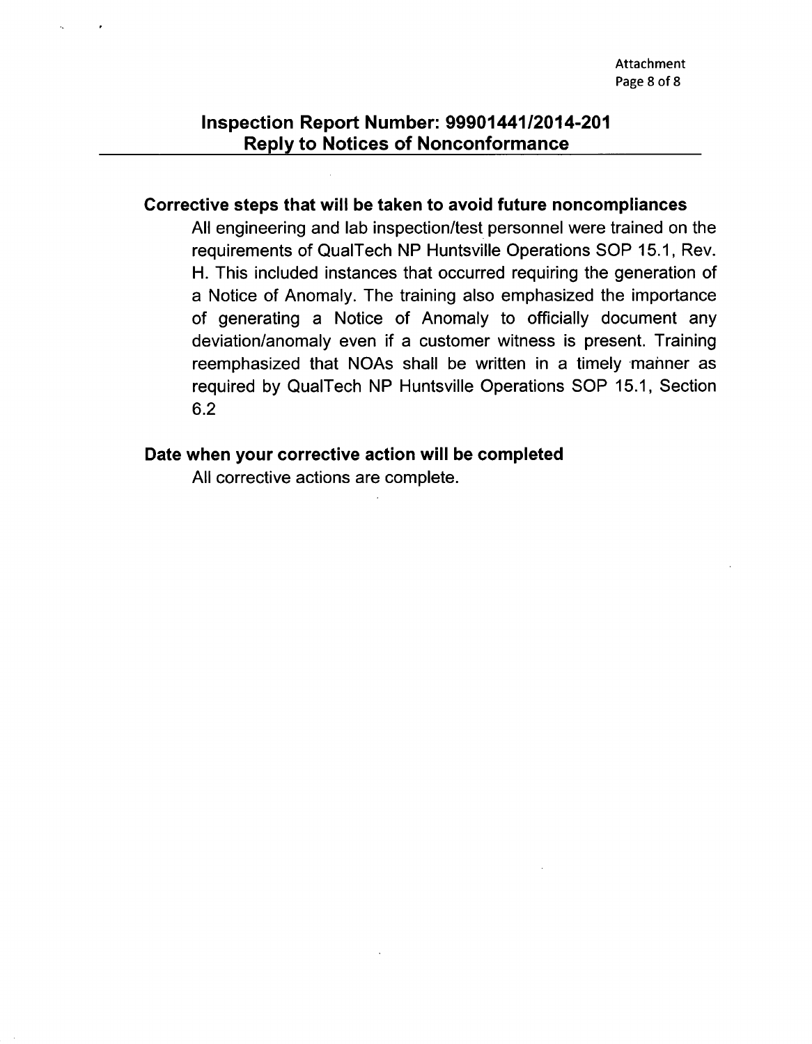## Inspection Report Number: 99901441/2014-201
## Reply to Notices of Nonconformance

### Corrective steps that will be taken to avoid future noncompliances

All engineering and lab inspection/test personnel were trained on the requirements of QualTech NP Huntsville Operations SOP 15.1, Rev. H. This included instances that occurred requiring the generation of a Notice of Anomaly. The training also emphasized the importance of generating a Notice of Anomaly to officially document any deviation/anomaly even if a customer witness is present. Training reemphasized that NOAs shall be written in a timely manner as required by QualTech NP Huntsville Operations SOP 15.1, Section 6.2

### Date when your corrective action will be completed

All corrective actions are complete.